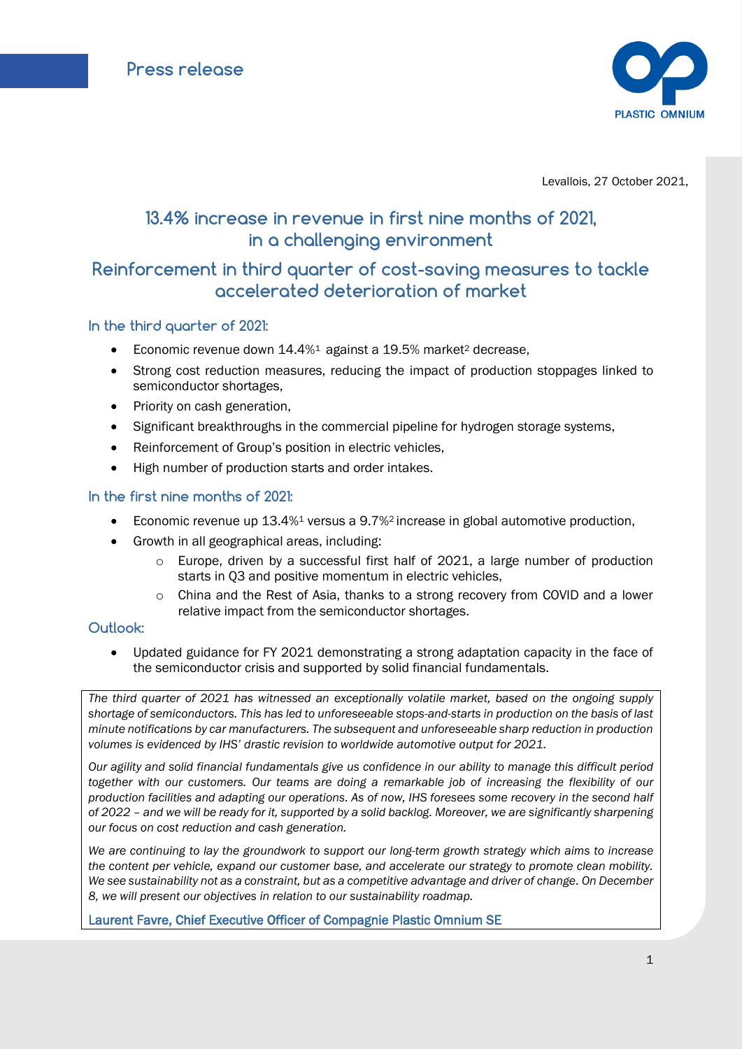Press release

PLASTIC OMNIUM

Levallois, 27 October 2021,

# 13.4% increase in revenue in first nine months of 2021, in a challenging environment

## Reinforcement in third quarter of cost-saving measures to tackle accelerated deterioration of market

### In the third quarter of 2021:

- Economic revenue down 14.4%[1] against a 19.5% market[2] decrease,
- Strong cost reduction measures, reducing the impact of production stoppages linked to semiconductor shortages,
- Priority on cash generation,
- Significant breakthroughs in the commercial pipeline for hydrogen storage systems,
- Reinforcement of Group's position in electric vehicles,
- High number of production starts and order intakes.

### In the first nine months of 2021:

- Economic revenue up 13.4%[1] versus a 9.7%[2] increase in global automotive production,
- Growth in all geographical areas, including:
  - Europe, driven by a successful first half of 2021, a large number of production starts in Q3 and positive momentum in electric vehicles,
  - China and the Rest of Asia, thanks to a strong recovery from COVID and a lower relative impact from the semiconductor shortages.

### Outlook:

- Updated guidance for FY 2021 demonstrating a strong adaptation capacity in the face of the semiconductor crisis and supported by solid financial fundamentals.

*The third quarter of 2021 has witnessed an exceptionally volatile market, based on the ongoing supply shortage of semiconductors. This has led to unforeseeable stops-and-starts in production on the basis of last minute notifications by car manufacturers. The subsequent and unforeseeable sharp reduction in production volumes is evidenced by IHS' drastic revision to worldwide automotive output for 2021.*

*Our agility and solid financial fundamentals give us confidence in our ability to manage this difficult period together with our customers. Our teams are doing a remarkable job of increasing the flexibility of our production facilities and adapting our operations. As of now, IHS foresees some recovery in the second half of 2022 – and we will be ready for it, supported by a solid backlog. Moreover, we are significantly sharpening our focus on cost reduction and cash generation.*

*We are continuing to lay the groundwork to support our long-term growth strategy which aims to increase the content per vehicle, expand our customer base, and accelerate our strategy to promote clean mobility. We see sustainability not as a constraint, but as a competitive advantage and driver of change. On December 8, we will present our objectives in relation to our sustainability roadmap.*

Laurent Favre, Chief Executive Officer of Compagnie Plastic Omnium SE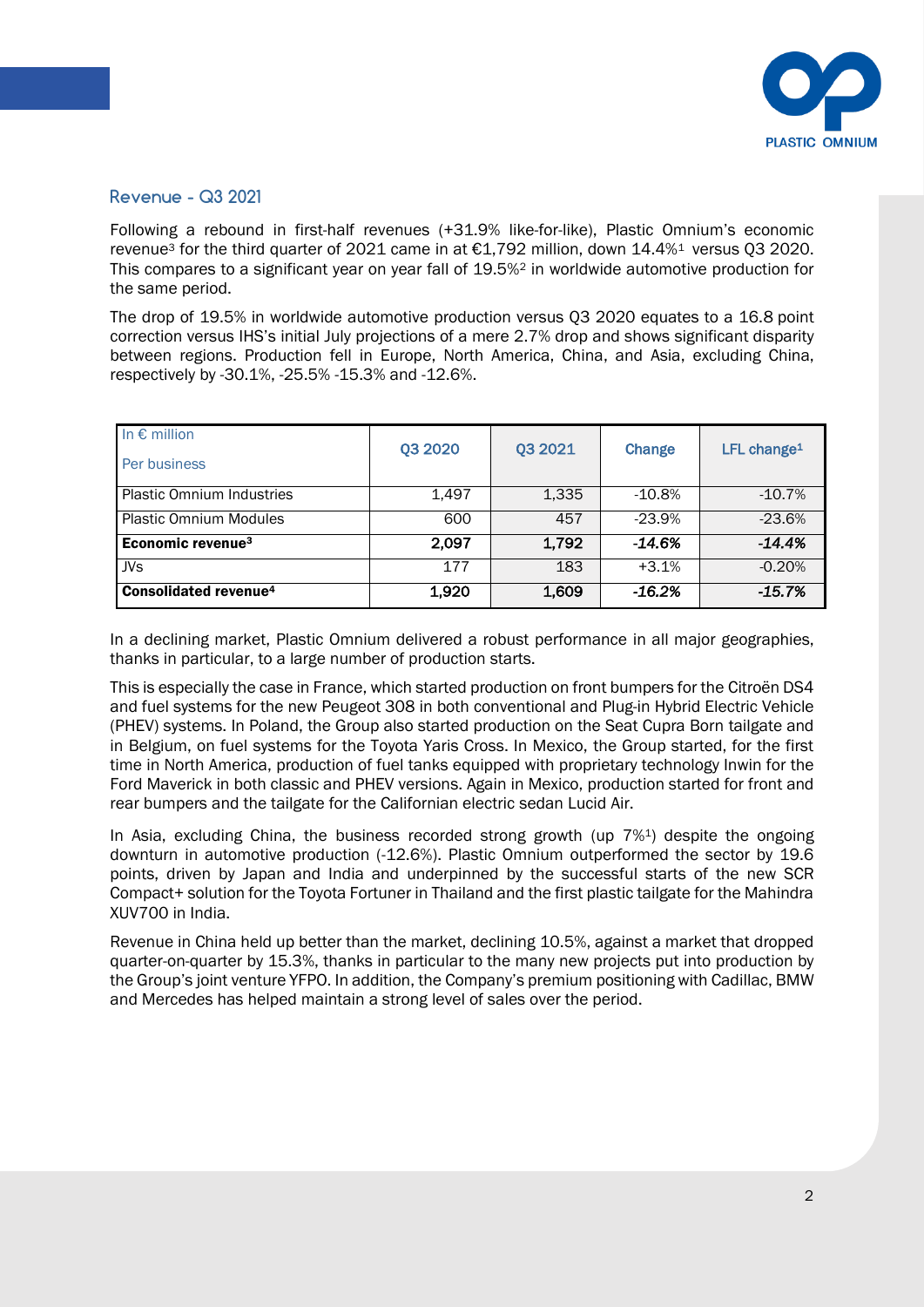## Revenue - Q3 2021

Following a rebound in first-half revenues (+31.9% like-for-like), Plastic Omnium's economic revenue[3] for the third quarter of 2021 came in at €1,792 million, down 14.4%[1] versus Q3 2020. This compares to a significant year on year fall of 19.5%[2] in worldwide automotive production for the same period.

The drop of 19.5% in worldwide automotive production versus Q3 2020 equates to a 16.8 point correction versus IHS's initial July projections of a mere 2.7% drop and shows significant disparity between regions. Production fell in Europe, North America, China, and Asia, excluding China, respectively by -30.1%, -25.5% -15.3% and -12.6%.

| In € million<br>Per business | Q3 2020 | Q3 2021 | Change | LFL change[1] |
|---|---|---|---|---|
| Plastic Omnium Industries | 1,497 | 1,335 | -10.8% | -10.7% |
| Plastic Omnium Modules | 600 | 457 | -23.9% | -23.6% |
| **Economic revenue[3]** | **2,097** | **1,792** | ***-14.6%*** | ***-14.4%*** |
| JVs | 177 | 183 | +3.1% | -0.20% |
| **Consolidated revenue[4]** | **1,920** | **1,609** | ***-16.2%*** | ***-15.7%*** |

In a declining market, Plastic Omnium delivered a robust performance in all major geographies, thanks in particular, to a large number of production starts.

This is especially the case in France, which started production on front bumpers for the Citroën DS4 and fuel systems for the new Peugeot 308 in both conventional and Plug-in Hybrid Electric Vehicle (PHEV) systems. In Poland, the Group also started production on the Seat Cupra Born tailgate and in Belgium, on fuel systems for the Toyota Yaris Cross. In Mexico, the Group started, for the first time in North America, production of fuel tanks equipped with proprietary technology Inwin for the Ford Maverick in both classic and PHEV versions. Again in Mexico, production started for front and rear bumpers and the tailgate for the Californian electric sedan Lucid Air.

In Asia, excluding China, the business recorded strong growth (up 7%[1]) despite the ongoing downturn in automotive production (-12.6%). Plastic Omnium outperformed the sector by 19.6 points, driven by Japan and India and underpinned by the successful starts of the new SCR Compact+ solution for the Toyota Fortuner in Thailand and the first plastic tailgate for the Mahindra XUV700 in India.

Revenue in China held up better than the market, declining 10.5%, against a market that dropped quarter-on-quarter by 15.3%, thanks in particular to the many new projects put into production by the Group's joint venture YFPO. In addition, the Company's premium positioning with Cadillac, BMW and Mercedes has helped maintain a strong level of sales over the period.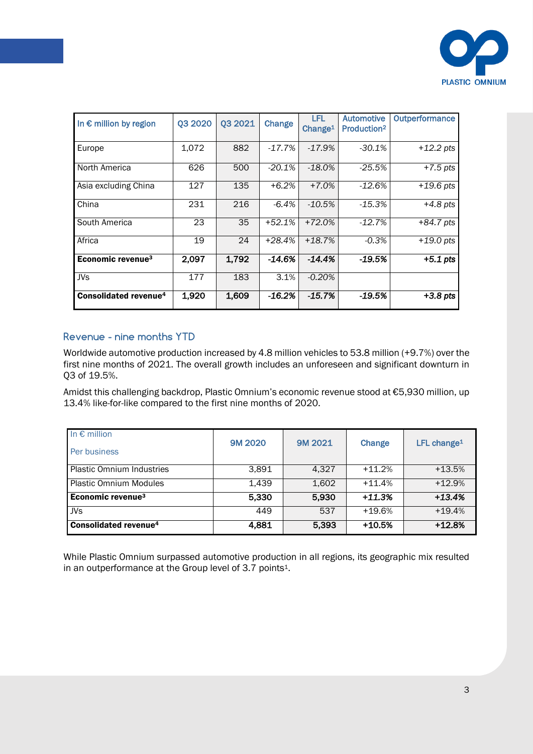| In € million by region | Q3 2020 | Q3 2021 | Change | LFL Change[1] | Automotive Production[2] | Outperformance |
|---|---|---|---|---|---|---|
| Europe | 1,072 | 882 | *-17.7%* | *-17.9%* | *-30.1%* | *+12.2 pts* |
| North America | 626 | 500 | *-20.1%* | *-18.0%* | *-25.5%* | *+7.5 pts* |
| Asia excluding China | 127 | 135 | *+6.2%* | *+7.0%* | *-12.6%* | *+19.6 pts* |
| China | 231 | 216 | *-6.4%* | *-10.5%* | *-15.3%* | *+4.8 pts* |
| South America | 23 | 35 | *+52.1%* | *+72.0%* | *-12.7%* | *+84.7 pts* |
| Africa | 19 | 24 | *+28.4%* | *+18.7%* | *-0.3%* | *+19.0 pts* |
| **Economic revenue[3]** | **2,097** | **1,792** | ***-14.6%*** | ***-14.4%*** | ***-19.5%*** | ***+5.1 pts*** |
| JVs | 177 | 183 | 3.1% | *-0.20%* | | |
| **Consolidated revenue[4]** | **1,920** | **1,609** | ***-16.2%*** | ***-15.7%*** | ***-19.5%*** | ***+3.8 pts*** |

## Revenue - nine months YTD

Worldwide automotive production increased by 4.8 million vehicles to 53.8 million (+9.7%) over the first nine months of 2021. The overall growth includes an unforeseen and significant downturn in Q3 of 19.5%.

Amidst this challenging backdrop, Plastic Omnium's economic revenue stood at €5,930 million, up 13.4% like-for-like compared to the first nine months of 2020.

| In € million<br>Per business | 9M 2020 | 9M 2021 | Change | LFL change[1] |
|---|---|---|---|---|
| Plastic Omnium Industries | 3,891 | 4,327 | +11.2% | +13.5% |
| Plastic Omnium Modules | 1,439 | 1,602 | +11.4% | +12.9% |
| **Economic revenue[3]** | **5,330** | **5,930** | ***+11.3%*** | ***+13.4%*** |
| JVs | 449 | 537 | +19.6% | +19.4% |
| **Consolidated revenue[4]** | **4,881** | **5,393** | **+10.5%** | **+12.8%** |

While Plastic Omnium surpassed automotive production in all regions, its geographic mix resulted in an outperformance at the Group level of 3.7 points[1].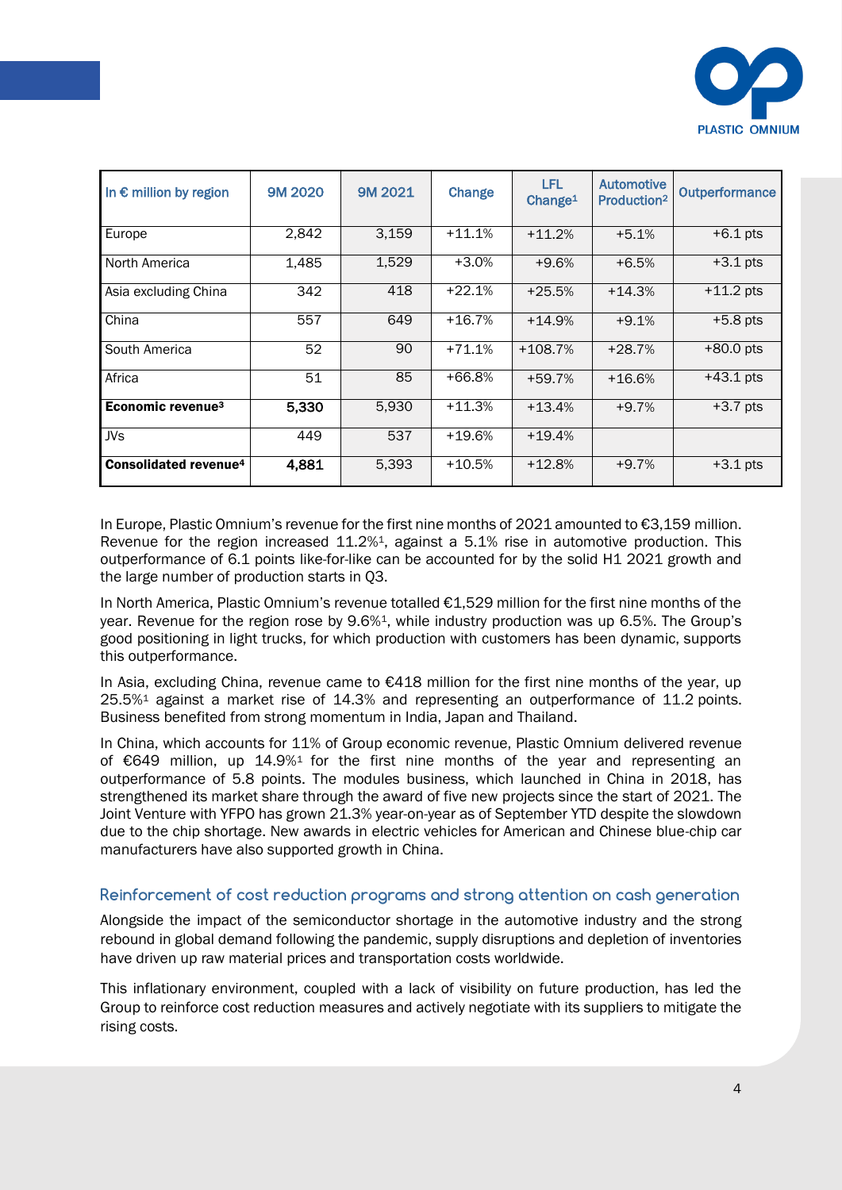| In € million by region | 9M 2020 | 9M 2021 | Change | LFL Change[1] | Automotive Production[2] | Outperformance |
|---|---|---|---|---|---|---|
| Europe | 2,842 | 3,159 | +11.1% | +11.2% | +5.1% | +6.1 pts |
| North America | 1,485 | 1,529 | +3.0% | +9.6% | +6.5% | +3.1 pts |
| Asia excluding China | 342 | 418 | +22.1% | +25.5% | +14.3% | +11.2 pts |
| China | 557 | 649 | +16.7% | +14.9% | +9.1% | +5.8 pts |
| South America | 52 | 90 | +71.1% | +108.7% | +28.7% | +80.0 pts |
| Africa | 51 | 85 | +66.8% | +59.7% | +16.6% | +43.1 pts |
| **Economic revenue[3]** | **5,330** | 5,930 | +11.3% | +13.4% | +9.7% | +3.7 pts |
| JVs | 449 | 537 | +19.6% | +19.4% | | |
| **Consolidated revenue[4]** | **4,881** | 5,393 | +10.5% | +12.8% | +9.7% | +3.1 pts |

In Europe, Plastic Omnium's revenue for the first nine months of 2021 amounted to €3,159 million. Revenue for the region increased 11.2%[1], against a 5.1% rise in automotive production. This outperformance of 6.1 points like-for-like can be accounted for by the solid H1 2021 growth and the large number of production starts in Q3.

In North America, Plastic Omnium's revenue totalled €1,529 million for the first nine months of the year. Revenue for the region rose by 9.6%[1], while industry production was up 6.5%. The Group's good positioning in light trucks, for which production with customers has been dynamic, supports this outperformance.

In Asia, excluding China, revenue came to €418 million for the first nine months of the year, up 25.5%[1] against a market rise of 14.3% and representing an outperformance of 11.2 points. Business benefited from strong momentum in India, Japan and Thailand.

In China, which accounts for 11% of Group economic revenue, Plastic Omnium delivered revenue of €649 million, up 14.9%[1] for the first nine months of the year and representing an outperformance of 5.8 points. The modules business, which launched in China in 2018, has strengthened its market share through the award of five new projects since the start of 2021. The Joint Venture with YFPO has grown 21.3% year-on-year as of September YTD despite the slowdown due to the chip shortage. New awards in electric vehicles for American and Chinese blue-chip car manufacturers have also supported growth in China.

## Reinforcement of cost reduction programs and strong attention on cash generation

Alongside the impact of the semiconductor shortage in the automotive industry and the strong rebound in global demand following the pandemic, supply disruptions and depletion of inventories have driven up raw material prices and transportation costs worldwide.

This inflationary environment, coupled with a lack of visibility on future production, has led the Group to reinforce cost reduction measures and actively negotiate with its suppliers to mitigate the rising costs.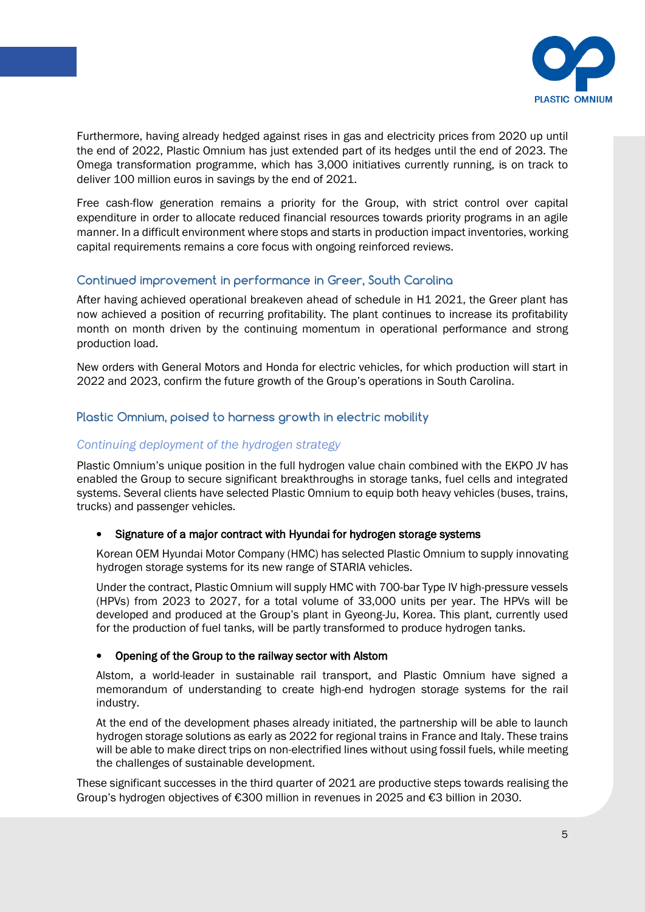Furthermore, having already hedged against rises in gas and electricity prices from 2020 up until the end of 2022, Plastic Omnium has just extended part of its hedges until the end of 2023. The Omega transformation programme, which has 3,000 initiatives currently running, is on track to deliver 100 million euros in savings by the end of 2021.

Free cash-flow generation remains a priority for the Group, with strict control over capital expenditure in order to allocate reduced financial resources towards priority programs in an agile manner. In a difficult environment where stops and starts in production impact inventories, working capital requirements remains a core focus with ongoing reinforced reviews.

## Continued improvement in performance in Greer, South Carolina

After having achieved operational breakeven ahead of schedule in H1 2021, the Greer plant has now achieved a position of recurring profitability. The plant continues to increase its profitability month on month driven by the continuing momentum in operational performance and strong production load.

New orders with General Motors and Honda for electric vehicles, for which production will start in 2022 and 2023, confirm the future growth of the Group's operations in South Carolina.

## Plastic Omnium, poised to harness growth in electric mobility

### *Continuing deployment of the hydrogen strategy*

Plastic Omnium's unique position in the full hydrogen value chain combined with the EKPO JV has enabled the Group to secure significant breakthroughs in storage tanks, fuel cells and integrated systems. Several clients have selected Plastic Omnium to equip both heavy vehicles (buses, trains, trucks) and passenger vehicles.

- **Signature of a major contract with Hyundai for hydrogen storage systems**

  Korean OEM Hyundai Motor Company (HMC) has selected Plastic Omnium to supply innovating hydrogen storage systems for its new range of STARIA vehicles.

  Under the contract, Plastic Omnium will supply HMC with 700-bar Type IV high-pressure vessels (HPVs) from 2023 to 2027, for a total volume of 33,000 units per year. The HPVs will be developed and produced at the Group's plant in Gyeong-Ju, Korea. This plant, currently used for the production of fuel tanks, will be partly transformed to produce hydrogen tanks.

- **Opening of the Group to the railway sector with Alstom**

  Alstom, a world-leader in sustainable rail transport, and Plastic Omnium have signed a memorandum of understanding to create high-end hydrogen storage systems for the rail industry.

  At the end of the development phases already initiated, the partnership will be able to launch hydrogen storage solutions as early as 2022 for regional trains in France and Italy. These trains will be able to make direct trips on non-electrified lines without using fossil fuels, while meeting the challenges of sustainable development.

These significant successes in the third quarter of 2021 are productive steps towards realising the Group's hydrogen objectives of €300 million in revenues in 2025 and €3 billion in 2030.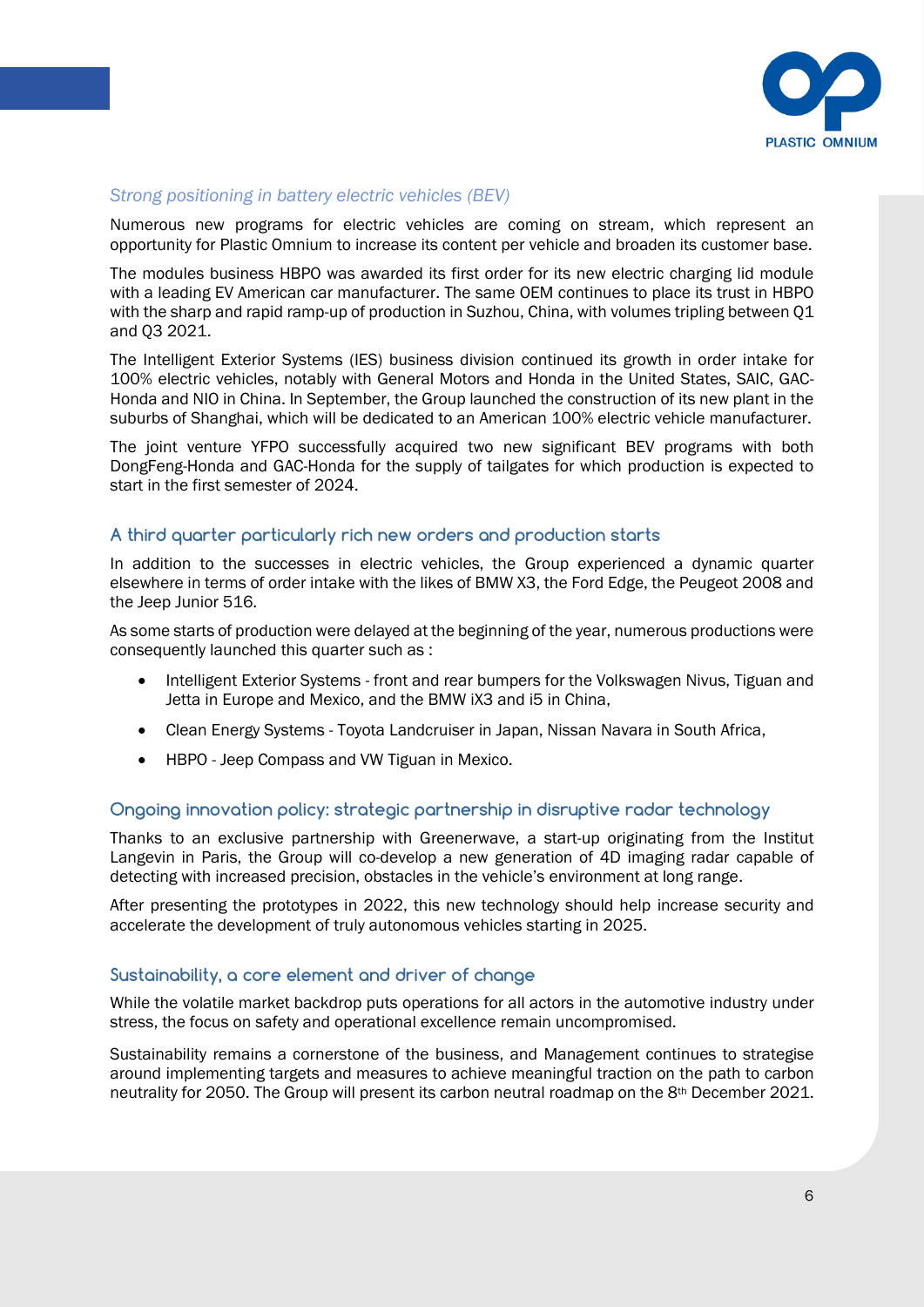### *Strong positioning in battery electric vehicles (BEV)*

Numerous new programs for electric vehicles are coming on stream, which represent an opportunity for Plastic Omnium to increase its content per vehicle and broaden its customer base.

The modules business HBPO was awarded its first order for its new electric charging lid module with a leading EV American car manufacturer. The same OEM continues to place its trust in HBPO with the sharp and rapid ramp-up of production in Suzhou, China, with volumes tripling between Q1 and Q3 2021.

The Intelligent Exterior Systems (IES) business division continued its growth in order intake for 100% electric vehicles, notably with General Motors and Honda in the United States, SAIC, GAC-Honda and NIO in China. In September, the Group launched the construction of its new plant in the suburbs of Shanghai, which will be dedicated to an American 100% electric vehicle manufacturer.

The joint venture YFPO successfully acquired two new significant BEV programs with both DongFeng-Honda and GAC-Honda for the supply of tailgates for which production is expected to start in the first semester of 2024.

## A third quarter particularly rich new orders and production starts

In addition to the successes in electric vehicles, the Group experienced a dynamic quarter elsewhere in terms of order intake with the likes of BMW X3, the Ford Edge, the Peugeot 2008 and the Jeep Junior 516.

As some starts of production were delayed at the beginning of the year, numerous productions were consequently launched this quarter such as :

- Intelligent Exterior Systems - front and rear bumpers for the Volkswagen Nivus, Tiguan and Jetta in Europe and Mexico, and the BMW iX3 and i5 in China,
- Clean Energy Systems - Toyota Landcruiser in Japan, Nissan Navara in South Africa,
- HBPO - Jeep Compass and VW Tiguan in Mexico.

## Ongoing innovation policy: strategic partnership in disruptive radar technology

Thanks to an exclusive partnership with Greenerwave, a start-up originating from the Institut Langevin in Paris, the Group will co-develop a new generation of 4D imaging radar capable of detecting with increased precision, obstacles in the vehicle's environment at long range.

After presenting the prototypes in 2022, this new technology should help increase security and accelerate the development of truly autonomous vehicles starting in 2025.

## Sustainability, a core element and driver of change

While the volatile market backdrop puts operations for all actors in the automotive industry under stress, the focus on safety and operational excellence remain uncompromised.

Sustainability remains a cornerstone of the business, and Management continues to strategise around implementing targets and measures to achieve meaningful traction on the path to carbon neutrality for 2050. The Group will present its carbon neutral roadmap on the 8th December 2021.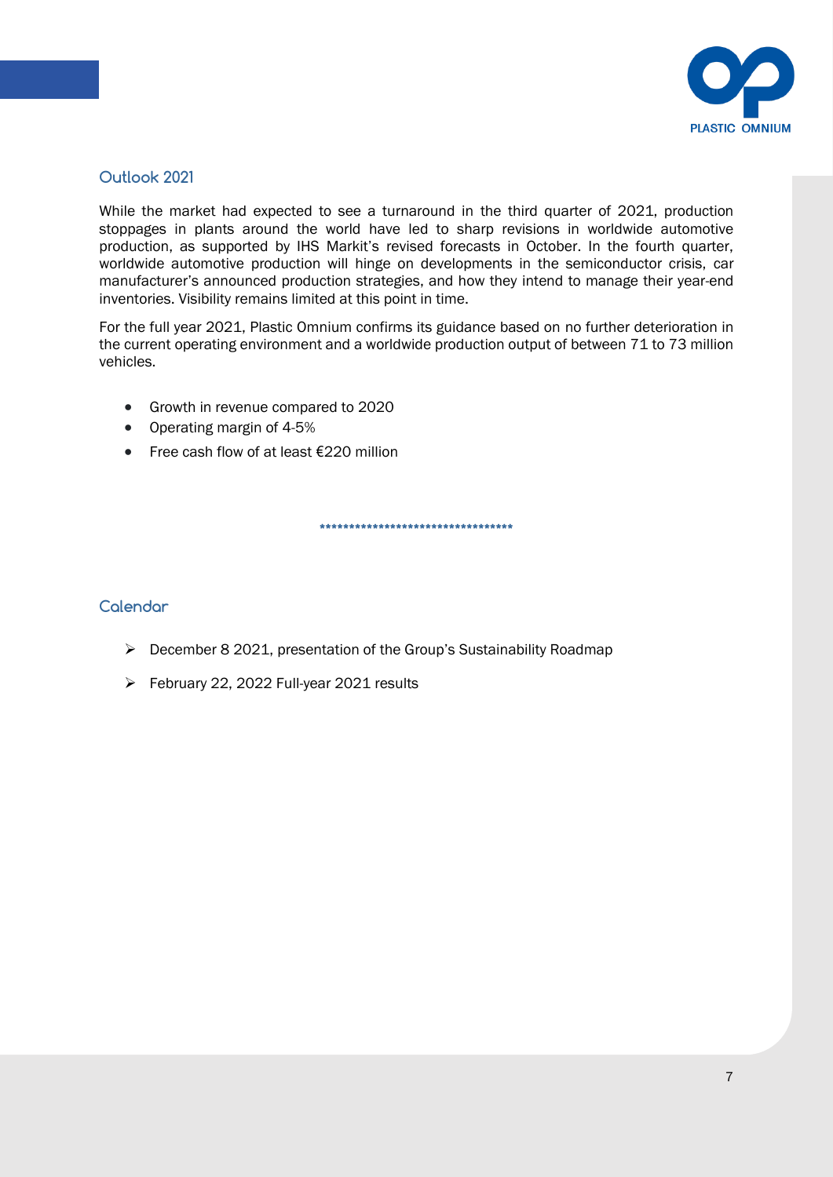## Outlook 2021

While the market had expected to see a turnaround in the third quarter of 2021, production stoppages in plants around the world have led to sharp revisions in worldwide automotive production, as supported by IHS Markit's revised forecasts in October. In the fourth quarter, worldwide automotive production will hinge on developments in the semiconductor crisis, car manufacturer's announced production strategies, and how they intend to manage their year-end inventories. Visibility remains limited at this point in time.

For the full year 2021, Plastic Omnium confirms its guidance based on no further deterioration in the current operating environment and a worldwide production output of between 71 to 73 million vehicles.

- Growth in revenue compared to 2020
- Operating margin of 4-5%
- Free cash flow of at least €220 million

**********************************

## Calendar

- December 8 2021, presentation of the Group's Sustainability Roadmap
- February 22, 2022 Full-year 2021 results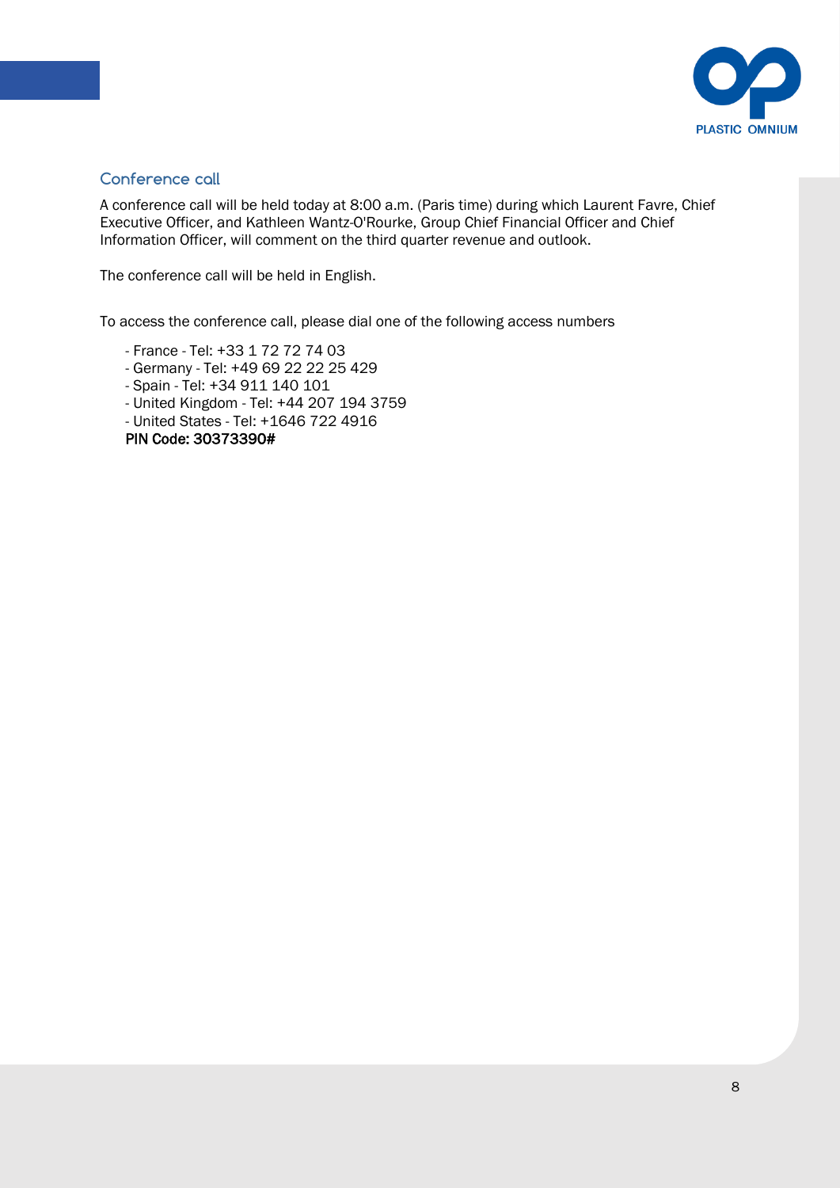## Conference call

A conference call will be held today at 8:00 a.m. (Paris time) during which Laurent Favre, Chief Executive Officer, and Kathleen Wantz-O'Rourke, Group Chief Financial Officer and Chief Information Officer, will comment on the third quarter revenue and outlook.

The conference call will be held in English.

To access the conference call, please dial one of the following access numbers

- France - Tel: +33 1 72 72 74 03
- Germany - Tel: +49 69 22 22 25 429
- Spain - Tel: +34 911 140 101
- United Kingdom - Tel: +44 207 194 3759
- United States - Tel: +1646 722 4916

**PIN Code: 30373390#**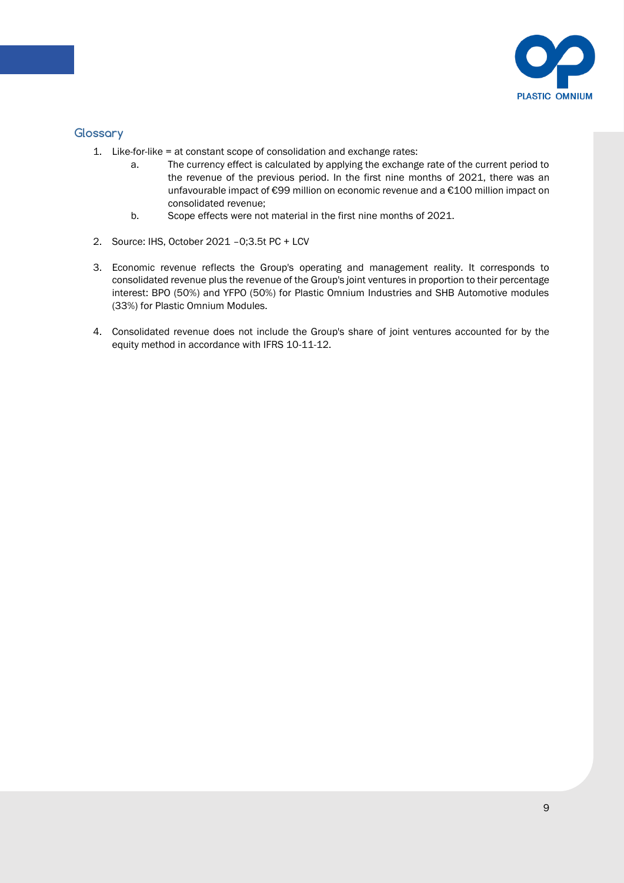## Glossary

1. Like-for-like = at constant scope of consolidation and exchange rates:
   a. The currency effect is calculated by applying the exchange rate of the current period to the revenue of the previous period. In the first nine months of 2021, there was an unfavourable impact of €99 million on economic revenue and a €100 million impact on consolidated revenue;
   b. Scope effects were not material in the first nine months of 2021.

2. Source: IHS, October 2021 –0;3.5t PC + LCV

3. Economic revenue reflects the Group's operating and management reality. It corresponds to consolidated revenue plus the revenue of the Group's joint ventures in proportion to their percentage interest: BPO (50%) and YFPO (50%) for Plastic Omnium Industries and SHB Automotive modules (33%) for Plastic Omnium Modules.

4. Consolidated revenue does not include the Group's share of joint ventures accounted for by the equity method in accordance with IFRS 10-11-12.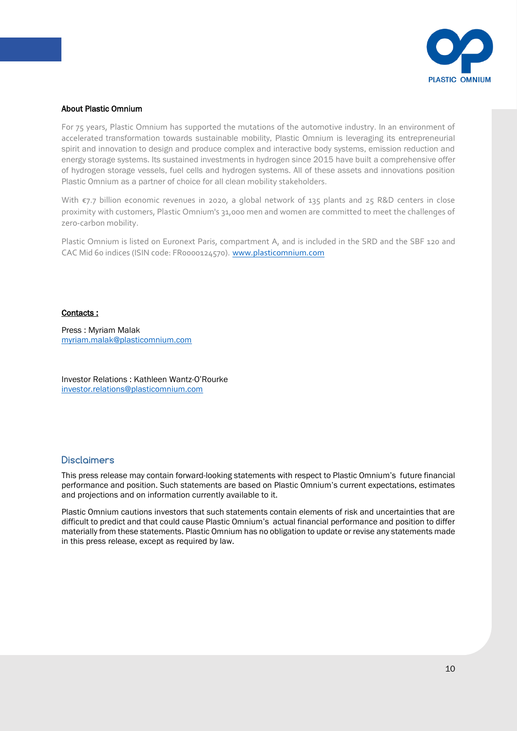### About Plastic Omnium

For 75 years, Plastic Omnium has supported the mutations of the automotive industry. In an environment of accelerated transformation towards sustainable mobility, Plastic Omnium is leveraging its entrepreneurial spirit and innovation to design and produce complex and interactive body systems, emission reduction and energy storage systems. Its sustained investments in hydrogen since 2015 have built a comprehensive offer of hydrogen storage vessels, fuel cells and hydrogen systems. All of these assets and innovations position Plastic Omnium as a partner of choice for all clean mobility stakeholders.

With €7.7 billion economic revenues in 2020, a global network of 135 plants and 25 R&D centers in close proximity with customers, Plastic Omnium's 31,000 men and women are committed to meet the challenges of zero-carbon mobility.

Plastic Omnium is listed on Euronext Paris, compartment A, and is included in the SRD and the SBF 120 and CAC Mid 60 indices (ISIN code: FR0000124570). www.plasticomnium.com

**Contacts :**

Press : Myriam Malak
myriam.malak@plasticomnium.com

Investor Relations : Kathleen Wantz-O'Rourke
investor.relations@plasticomnium.com

## Disclaimers

This press release may contain forward-looking statements with respect to Plastic Omnium's future financial performance and position. Such statements are based on Plastic Omnium's current expectations, estimates and projections and on information currently available to it.

Plastic Omnium cautions investors that such statements contain elements of risk and uncertainties that are difficult to predict and that could cause Plastic Omnium's actual financial performance and position to differ materially from these statements. Plastic Omnium has no obligation to update or revise any statements made in this press release, except as required by law.